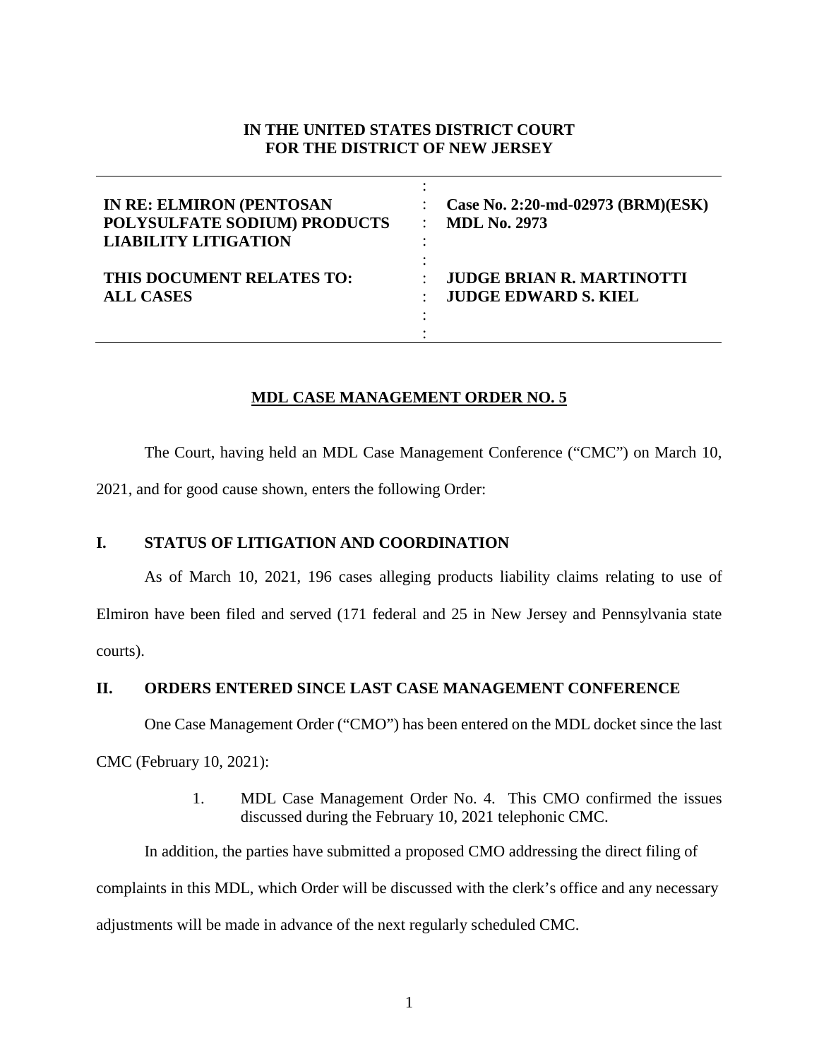**IN THE UNITED STATES DISTRICT COURT**
**FOR THE DISTRICT OF NEW JERSEY**

| | | |
|---|---|---|
| **IN RE: ELMIRON (PENTOSAN POLYSULFATE SODIUM) PRODUCTS LIABILITY LITIGATION** | : | **Case No. 2:20-md-02973 (BRM)(ESK)** **MDL No. 2973** |
| **THIS DOCUMENT RELATES TO: ALL CASES** | : | **JUDGE BRIAN R. MARTINOTTI** **JUDGE EDWARD S. KIEL** |

**MDL CASE MANAGEMENT ORDER NO. 5**

The Court, having held an MDL Case Management Conference ("CMC") on March 10, 2021, and for good cause shown, enters the following Order:

## I. STATUS OF LITIGATION AND COORDINATION

As of March 10, 2021, 196 cases alleging products liability claims relating to use of Elmiron have been filed and served (171 federal and 25 in New Jersey and Pennsylvania state courts).

## II. ORDERS ENTERED SINCE LAST CASE MANAGEMENT CONFERENCE

One Case Management Order ("CMO") has been entered on the MDL docket since the last CMC (February 10, 2021):

1. MDL Case Management Order No. 4. This CMO confirmed the issues discussed during the February 10, 2021 telephonic CMC.

In addition, the parties have submitted a proposed CMO addressing the direct filing of complaints in this MDL, which Order will be discussed with the clerk's office and any necessary adjustments will be made in advance of the next regularly scheduled CMC.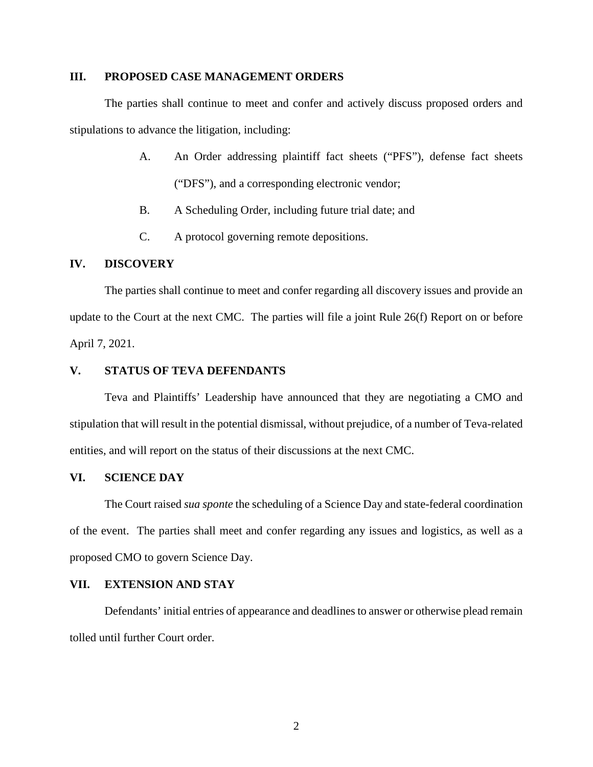## III. PROPOSED CASE MANAGEMENT ORDERS

The parties shall continue to meet and confer and actively discuss proposed orders and stipulations to advance the litigation, including:

A. An Order addressing plaintiff fact sheets ("PFS"), defense fact sheets ("DFS"), and a corresponding electronic vendor;

B. A Scheduling Order, including future trial date; and

C. A protocol governing remote depositions.

## IV. DISCOVERY

The parties shall continue to meet and confer regarding all discovery issues and provide an update to the Court at the next CMC. The parties will file a joint Rule 26(f) Report on or before April 7, 2021.

## V. STATUS OF TEVA DEFENDANTS

Teva and Plaintiffs' Leadership have announced that they are negotiating a CMO and stipulation that will result in the potential dismissal, without prejudice, of a number of Teva-related entities, and will report on the status of their discussions at the next CMC.

## VI. SCIENCE DAY

The Court raised *sua sponte* the scheduling of a Science Day and state-federal coordination of the event. The parties shall meet and confer regarding any issues and logistics, as well as a proposed CMO to govern Science Day.

## VII. EXTENSION AND STAY

Defendants' initial entries of appearance and deadlines to answer or otherwise plead remain tolled until further Court order.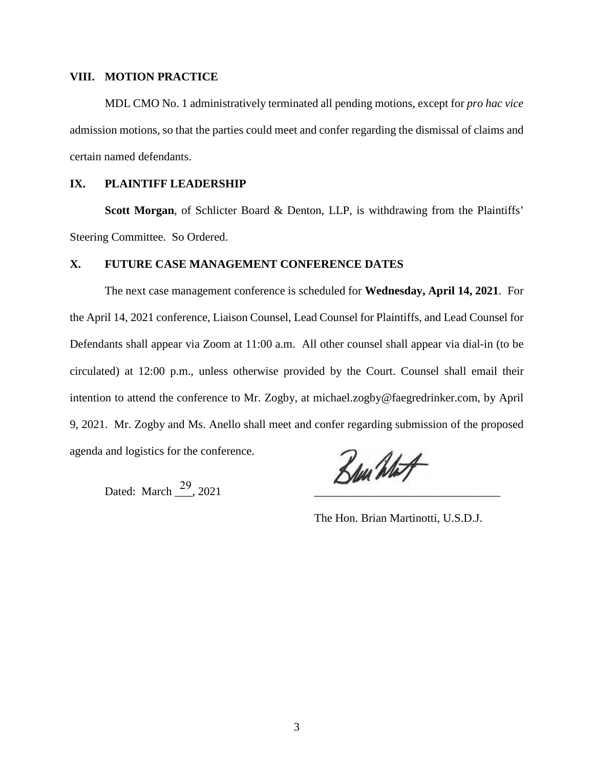## VIII. MOTION PRACTICE

MDL CMO No. 1 administratively terminated all pending motions, except for *pro hac vice* admission motions, so that the parties could meet and confer regarding the dismissal of claims and certain named defendants.

## IX. PLAINTIFF LEADERSHIP

**Scott Morgan**, of Schlicter Board & Denton, LLP, is withdrawing from the Plaintiffs' Steering Committee. So Ordered.

## X. FUTURE CASE MANAGEMENT CONFERENCE DATES

The next case management conference is scheduled for **Wednesday, April 14, 2021**. For the April 14, 2021 conference, Liaison Counsel, Lead Counsel for Plaintiffs, and Lead Counsel for Defendants shall appear via Zoom at 11:00 a.m. All other counsel shall appear via dial-in (to be circulated) at 12:00 p.m., unless otherwise provided by the Court. Counsel shall email their intention to attend the conference to Mr. Zogby, at michael.zogby@faegredrinker.com, by April 9, 2021. Mr. Zogby and Ms. Anello shall meet and confer regarding submission of the proposed agenda and logistics for the conference.

Dated: March 29, 2021

_________________________________

The Hon. Brian Martinotti, U.S.D.J.